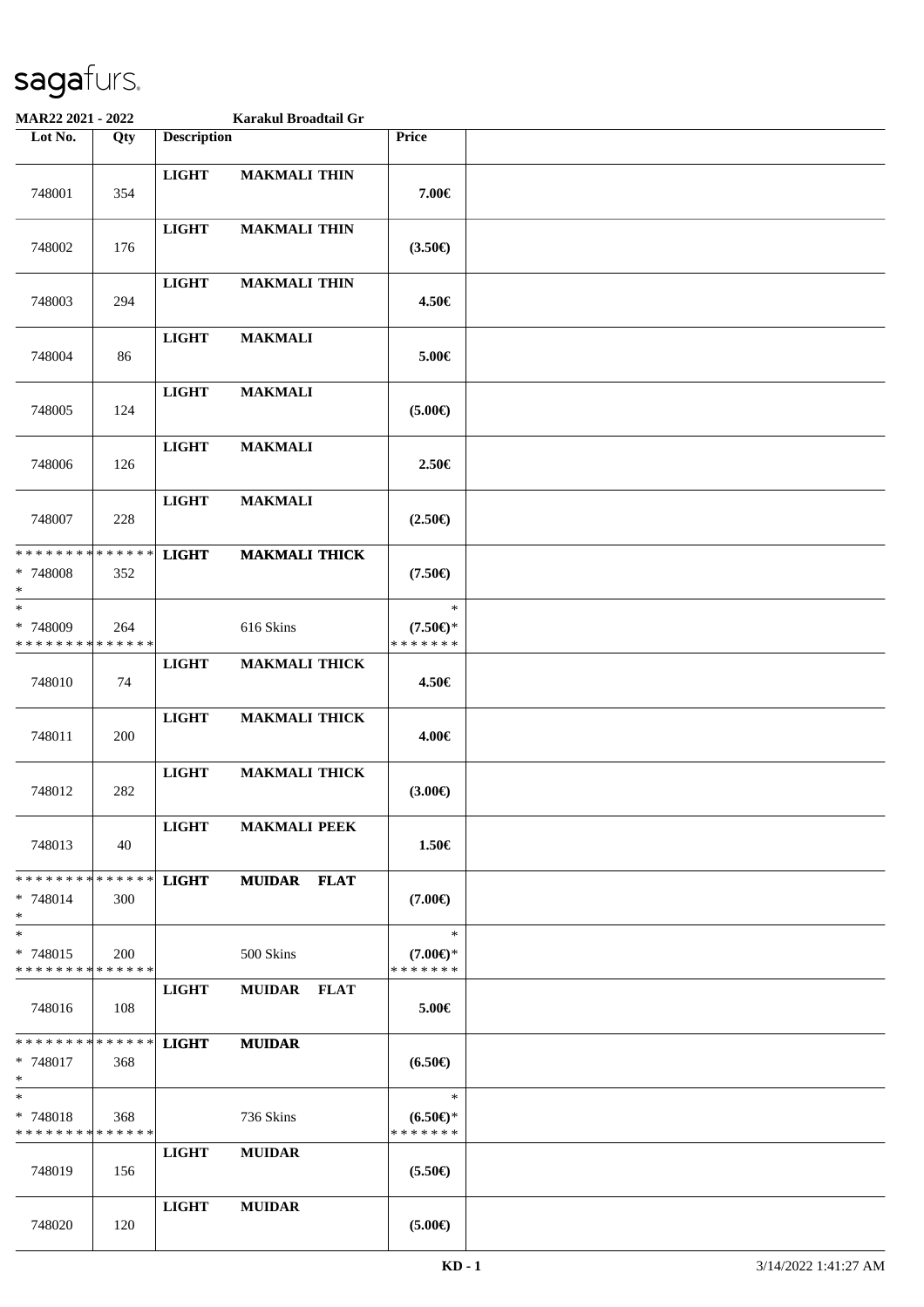sagafurs.

**MAR22 2021 - 2022** **Karakul Broadtail Gr**

| Lot No. | Qty | Description | | | Price | |
|---|---|---|---|---|---|---|
| 748001 | 354 | **LIGHT** | **MAKMALI THIN** | | **7.00€** | |
| 748002 | 176 | **LIGHT** | **MAKMALI THIN** | | **(3.50€)** | |
| 748003 | 294 | **LIGHT** | **MAKMALI THIN** | | **4.50€** | |
| 748004 | 86 | **LIGHT** | **MAKMALI** | | **5.00€** | |
| 748005 | 124 | **LIGHT** | **MAKMALI** | | **(5.00€)** | |
| 748006 | 126 | **LIGHT** | **MAKMALI** | | **2.50€** | |
| 748007 | 228 | **LIGHT** | **MAKMALI** | | **(2.50€)** | |
| * * * * * * * * * * * * * * <br>* 748008 <br>* | 352 | **LIGHT** | **MAKMALI THICK** | | **(7.50€)** | |
| * <br>* 748009 <br>* * * * * * * * * * * * * * | 264 | | 616 Skins | | * <br>**(7.50€)*** <br>* * * * * * * | |
| 748010 | 74 | **LIGHT** | **MAKMALI THICK** | | **4.50€** | |
| 748011 | 200 | **LIGHT** | **MAKMALI THICK** | | **4.00€** | |
| 748012 | 282 | **LIGHT** | **MAKMALI THICK** | | **(3.00€)** | |
| 748013 | 40 | **LIGHT** | **MAKMALI PEEK** | | **1.50€** | |
| * * * * * * * * * * * * * * <br>* 748014 <br>* | 300 | **LIGHT** | **MUIDAR** | **FLAT** | **(7.00€)** | |
| * <br>* 748015 <br>* * * * * * * * * * * * * * | 200 | | 500 Skins | | * <br>**(7.00€)*** <br>* * * * * * * | |
| 748016 | 108 | **LIGHT** | **MUIDAR** | **FLAT** | **5.00€** | |
| * * * * * * * * * * * * * * <br>* 748017 <br>* | 368 | **LIGHT** | **MUIDAR** | | **(6.50€)** | |
| * <br>* 748018 <br>* * * * * * * * * * * * * * | 368 | | 736 Skins | | * <br>**(6.50€)*** <br>* * * * * * * | |
| 748019 | 156 | **LIGHT** | **MUIDAR** | | **(5.50€)** | |
| 748020 | 120 | **LIGHT** | **MUIDAR** | | **(5.00€)** | |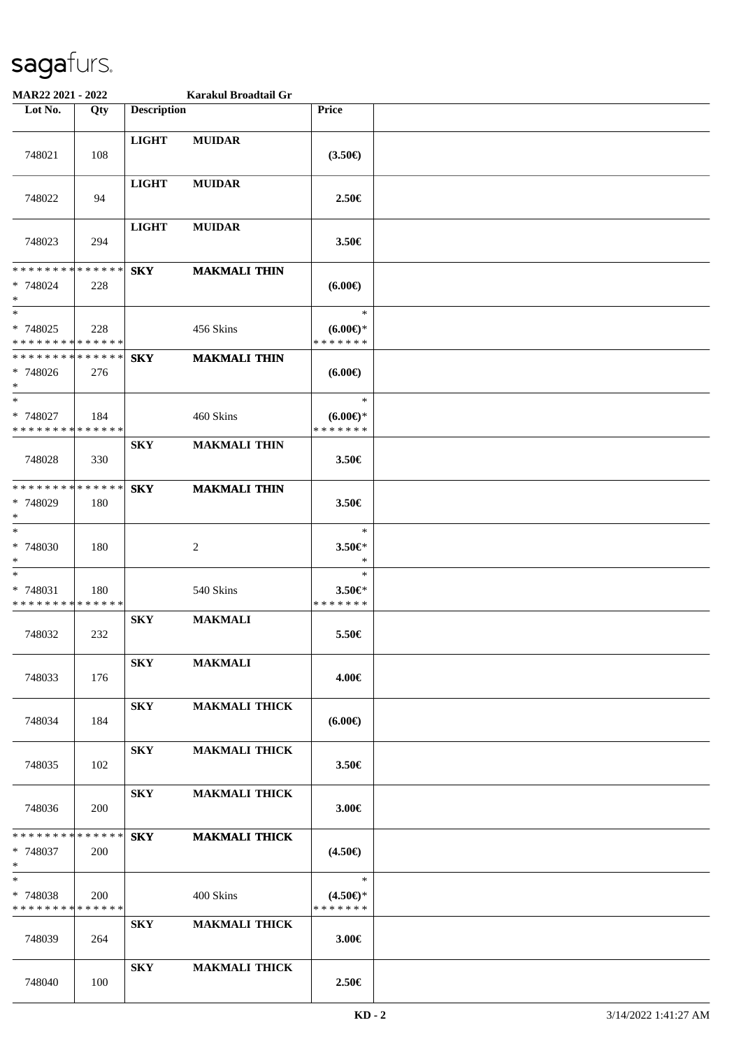**MAR22 2021 - 2022** **Karakul Broadtail Gr**

| Lot No. | Qty | Description | | Price | |
|---|---|---|---|---|---|
| 748021 | 108 | **LIGHT** | **MUIDAR** | **(3.50€)** | |
| 748022 | 94 | **LIGHT** | **MUIDAR** | **2.50€** | |
| 748023 | 294 | **LIGHT** | **MUIDAR** | **3.50€** | |
| * * * * * * * * * * * * * * * 748024 * | 228 | **SKY** | **MAKMALI THIN** | **(6.00€)** | |
| * * 748025 * * * * * * * * * * * * * * | 228 | | 456 Skins | * **(6.00€)*** * * * * * * * | |
| * * * * * * * * * * * * * * * 748026 * | 276 | **SKY** | **MAKMALI THIN** | **(6.00€)** | |
| * * 748027 * * * * * * * * * * * * * * | 184 | | 460 Skins | * **(6.00€)*** * * * * * * * | |
| 748028 | 330 | **SKY** | **MAKMALI THIN** | **3.50€** | |
| * * * * * * * * * * * * * * * 748029 * | 180 | **SKY** | **MAKMALI THIN** | **3.50€** | |
| * * 748030 * | 180 | | 2 | * **3.50€*** * | |
| * * 748031 * * * * * * * * * * * * * * | 180 | | 540 Skins | * **3.50€*** * * * * * * * | |
| 748032 | 232 | **SKY** | **MAKMALI** | **5.50€** | |
| 748033 | 176 | **SKY** | **MAKMALI** | **4.00€** | |
| 748034 | 184 | **SKY** | **MAKMALI THICK** | **(6.00€)** | |
| 748035 | 102 | **SKY** | **MAKMALI THICK** | **3.50€** | |
| 748036 | 200 | **SKY** | **MAKMALI THICK** | **3.00€** | |
| * * * * * * * * * * * * * * * 748037 * | 200 | **SKY** | **MAKMALI THICK** | **(4.50€)** | |
| * * 748038 * * * * * * * * * * * * * * | 200 | | 400 Skins | * **(4.50€)*** * * * * * * * | |
| 748039 | 264 | **SKY** | **MAKMALI THICK** | **3.00€** | |
| 748040 | 100 | **SKY** | **MAKMALI THICK** | **2.50€** | |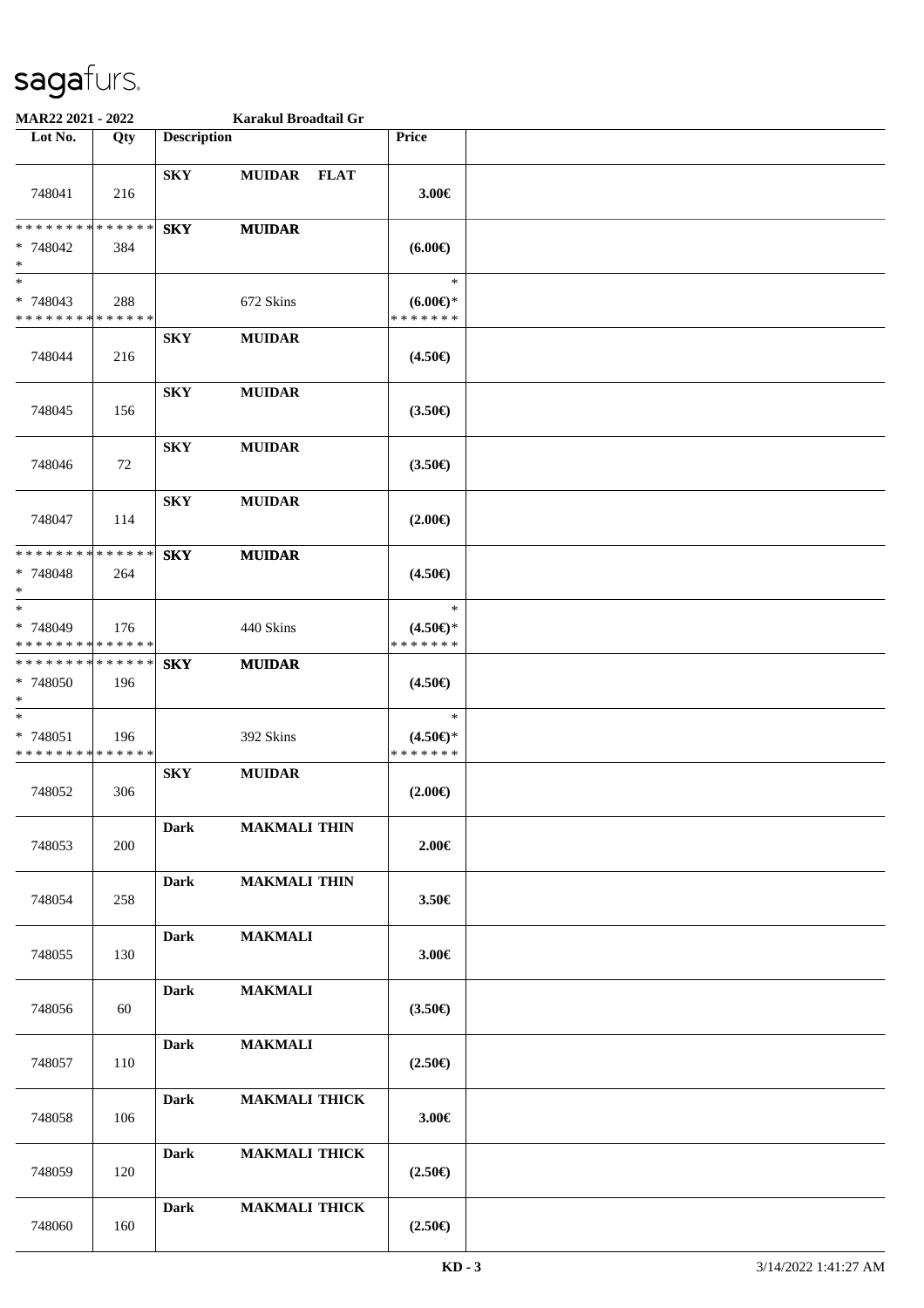**MAR22 2021 - 2022** **Karakul Broadtail Gr**

| Lot No. | Qty | Description | Price | |
|---|---|---|---|---|
| 748041 | 216 | **SKY** **MUIDAR** **FLAT** | **3.00€** | |
| * * * * * * * * * * * * * * <br>* 748042 <br>* | 384 | **SKY** **MUIDAR** | **(6.00€)** | |
| * <br>* 748043 <br>* * * * * * * * * * * * * * | 288 | 672 Skins | * <br>**(6.00€)*** <br>* * * * * * * | |
| 748044 | 216 | **SKY** **MUIDAR** | **(4.50€)** | |
| 748045 | 156 | **SKY** **MUIDAR** | **(3.50€)** | |
| 748046 | 72 | **SKY** **MUIDAR** | **(3.50€)** | |
| 748047 | 114 | **SKY** **MUIDAR** | **(2.00€)** | |
| * * * * * * * * * * * * * * <br>* 748048 <br>* | 264 | **SKY** **MUIDAR** | **(4.50€)** | |
| * <br>* 748049 <br>* * * * * * * * * * * * * * | 176 | 440 Skins | * <br>**(4.50€)*** <br>* * * * * * * | |
| * * * * * * * * * * * * * * <br>* 748050 <br>* | 196 | **SKY** **MUIDAR** | **(4.50€)** | |
| * <br>* 748051 <br>* * * * * * * * * * * * * * | 196 | 392 Skins | * <br>**(4.50€)*** <br>* * * * * * * | |
| 748052 | 306 | **SKY** **MUIDAR** | **(2.00€)** | |
| 748053 | 200 | **Dark** **MAKMALI THIN** | **2.00€** | |
| 748054 | 258 | **Dark** **MAKMALI THIN** | **3.50€** | |
| 748055 | 130 | **Dark** **MAKMALI** | **3.00€** | |
| 748056 | 60 | **Dark** **MAKMALI** | **(3.50€)** | |
| 748057 | 110 | **Dark** **MAKMALI** | **(2.50€)** | |
| 748058 | 106 | **Dark** **MAKMALI THICK** | **3.00€** | |
| 748059 | 120 | **Dark** **MAKMALI THICK** | **(2.50€)** | |
| 748060 | 160 | **Dark** **MAKMALI THICK** | **(2.50€)** | |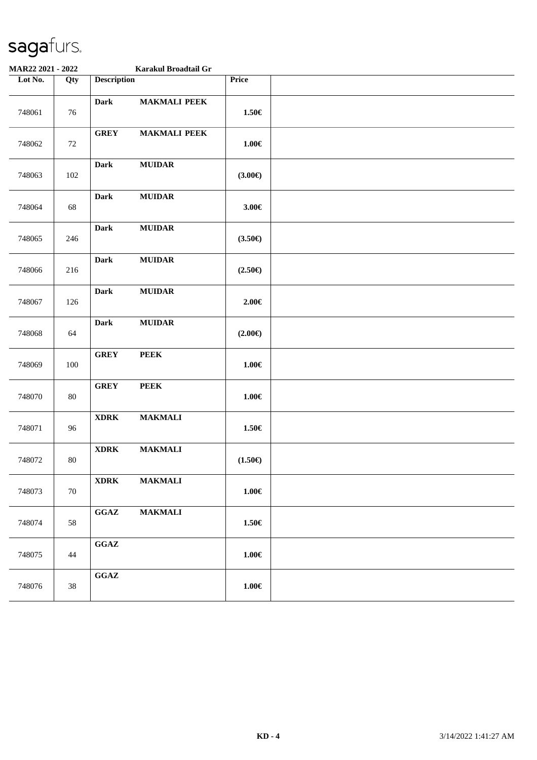**MAR22 2021 - 2022** **Karakul Broadtail Gr**

| Lot No. | Qty | Description | Price | |
|---|---|---|---|---|
| 748061 | 76 | **Dark MAKMALI PEEK** | **1.50€** | |
| 748062 | 72 | **GREY MAKMALI PEEK** | **1.00€** | |
| 748063 | 102 | **Dark MUIDAR** | **(3.00€)** | |
| 748064 | 68 | **Dark MUIDAR** | **3.00€** | |
| 748065 | 246 | **Dark MUIDAR** | **(3.50€)** | |
| 748066 | 216 | **Dark MUIDAR** | **(2.50€)** | |
| 748067 | 126 | **Dark MUIDAR** | **2.00€** | |
| 748068 | 64 | **Dark MUIDAR** | **(2.00€)** | |
| 748069 | 100 | **GREY PEEK** | **1.00€** | |
| 748070 | 80 | **GREY PEEK** | **1.00€** | |
| 748071 | 96 | **XDRK MAKMALI** | **1.50€** | |
| 748072 | 80 | **XDRK MAKMALI** | **(1.50€)** | |
| 748073 | 70 | **XDRK MAKMALI** | **1.00€** | |
| 748074 | 58 | **GGAZ MAKMALI** | **1.50€** | |
| 748075 | 44 | **GGAZ** | **1.00€** | |
| 748076 | 38 | **GGAZ** | **1.00€** | |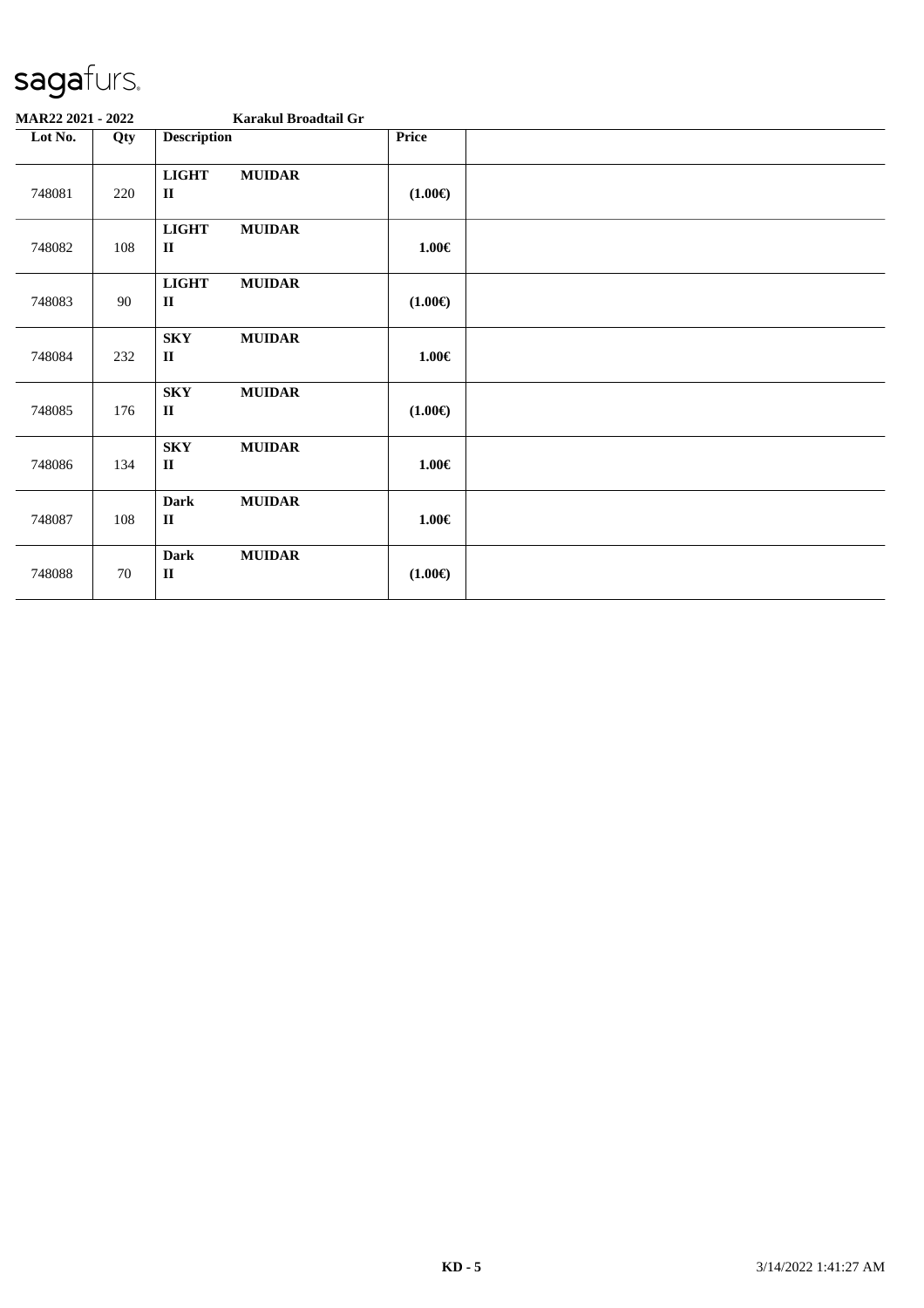sagafurs.

**MAR22 2021 - 2022** **Karakul Broadtail Gr**

| Lot No. | Qty | Description | Price | |
|---|---|---|---|---|
| 748081 | 220 | **LIGHT MUIDAR II** | **(1.00€)** | |
| 748082 | 108 | **LIGHT MUIDAR II** | **1.00€** | |
| 748083 | 90 | **LIGHT MUIDAR II** | **(1.00€)** | |
| 748084 | 232 | **SKY MUIDAR II** | **1.00€** | |
| 748085 | 176 | **SKY MUIDAR II** | **(1.00€)** | |
| 748086 | 134 | **SKY MUIDAR II** | **1.00€** | |
| 748087 | 108 | **Dark MUIDAR II** | **1.00€** | |
| 748088 | 70 | **Dark MUIDAR II** | **(1.00€)** | |

**KD - 5** 3/14/2022 1:41:27 AM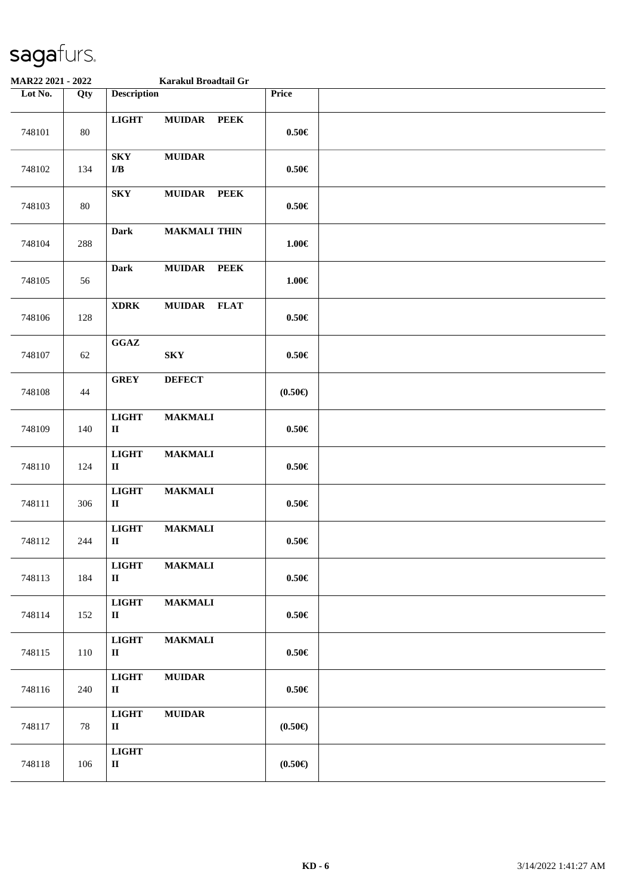sagafurs.

**MAR22 2021 - 2022** **Karakul Broadtail Gr**

| Lot No. | Qty | Description | Price | |
|---|---|---|---|---|
| 748101 | 80 | **LIGHT MUIDAR PEEK** | **0.50€** | |
| 748102 | 134 | **SKY MUIDAR I/B** | **0.50€** | |
| 748103 | 80 | **SKY MUIDAR PEEK** | **0.50€** | |
| 748104 | 288 | **Dark MAKMALI THIN** | **1.00€** | |
| 748105 | 56 | **Dark MUIDAR PEEK** | **1.00€** | |
| 748106 | 128 | **XDRK MUIDAR FLAT** | **0.50€** | |
| 748107 | 62 | **GGAZ SKY** | **0.50€** | |
| 748108 | 44 | **GREY DEFECT** | **(0.50€)** | |
| 748109 | 140 | **LIGHT MAKMALI II** | **0.50€** | |
| 748110 | 124 | **LIGHT MAKMALI II** | **0.50€** | |
| 748111 | 306 | **LIGHT MAKMALI II** | **0.50€** | |
| 748112 | 244 | **LIGHT MAKMALI II** | **0.50€** | |
| 748113 | 184 | **LIGHT MAKMALI II** | **0.50€** | |
| 748114 | 152 | **LIGHT MAKMALI II** | **0.50€** | |
| 748115 | 110 | **LIGHT MAKMALI II** | **0.50€** | |
| 748116 | 240 | **LIGHT MUIDAR II** | **0.50€** | |
| 748117 | 78 | **LIGHT MUIDAR II** | **(0.50€)** | |
| 748118 | 106 | **LIGHT II** | **(0.50€)** | |

**KD - 6** 3/14/2022 1:41:27 AM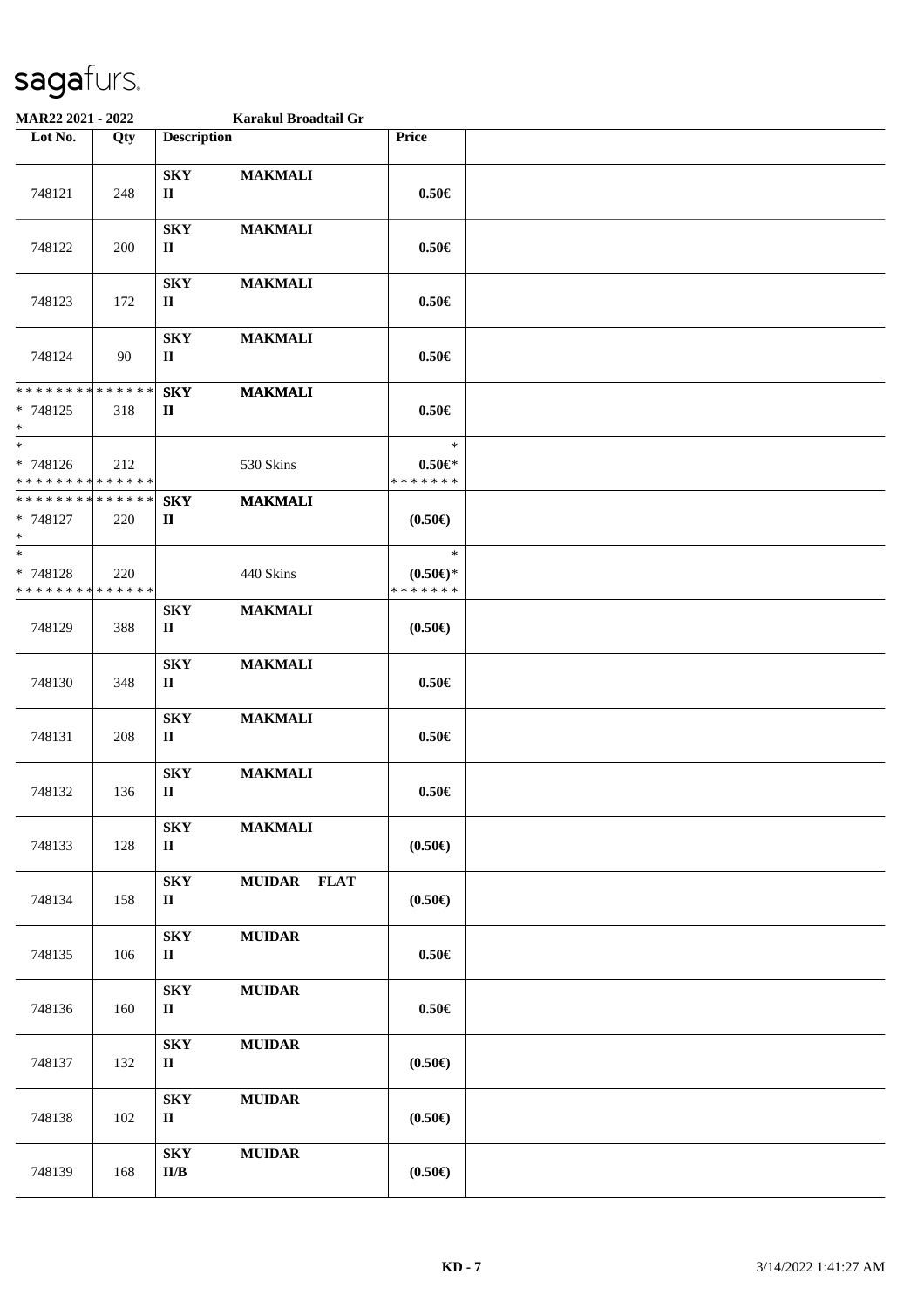sagafurs.

MAR22 2021 - 2022 Karakul Broadtail Gr

| Lot No. | Qty | Description | Price | |
|---|---|---|---|---|
| 748121 | 248 | SKY MAKMALI II | 0.50€ | |
| 748122 | 200 | SKY MAKMALI II | 0.50€ | |
| 748123 | 172 | SKY MAKMALI II | 0.50€ | |
| 748124 | 90 | SKY MAKMALI II | 0.50€ | |
| * * * * * * * * * * * * * * * 748125 * | 318 | SKY MAKMALI II | 0.50€ | |
| * * 748126 * * * * * * * * * * * * * * | 212 | 530 Skins | * 0.50€* * * * * * * * | |
| * * * * * * * * * * * * * * * 748127 * | 220 | SKY MAKMALI II | (0.50€) | |
| * * 748128 * * * * * * * * * * * * * * | 220 | 440 Skins | * (0.50€)* * * * * * * * | |
| 748129 | 388 | SKY MAKMALI II | (0.50€) | |
| 748130 | 348 | SKY MAKMALI II | 0.50€ | |
| 748131 | 208 | SKY MAKMALI II | 0.50€ | |
| 748132 | 136 | SKY MAKMALI II | 0.50€ | |
| 748133 | 128 | SKY MAKMALI II | (0.50€) | |
| 748134 | 158 | SKY MUIDAR FLAT II | (0.50€) | |
| 748135 | 106 | SKY MUIDAR II | 0.50€ | |
| 748136 | 160 | SKY MUIDAR II | 0.50€ | |
| 748137 | 132 | SKY MUIDAR II | (0.50€) | |
| 748138 | 102 | SKY MUIDAR II | (0.50€) | |
| 748139 | 168 | SKY MUIDAR II/B | (0.50€) | |

KD - 7 3/14/2022 1:41:27 AM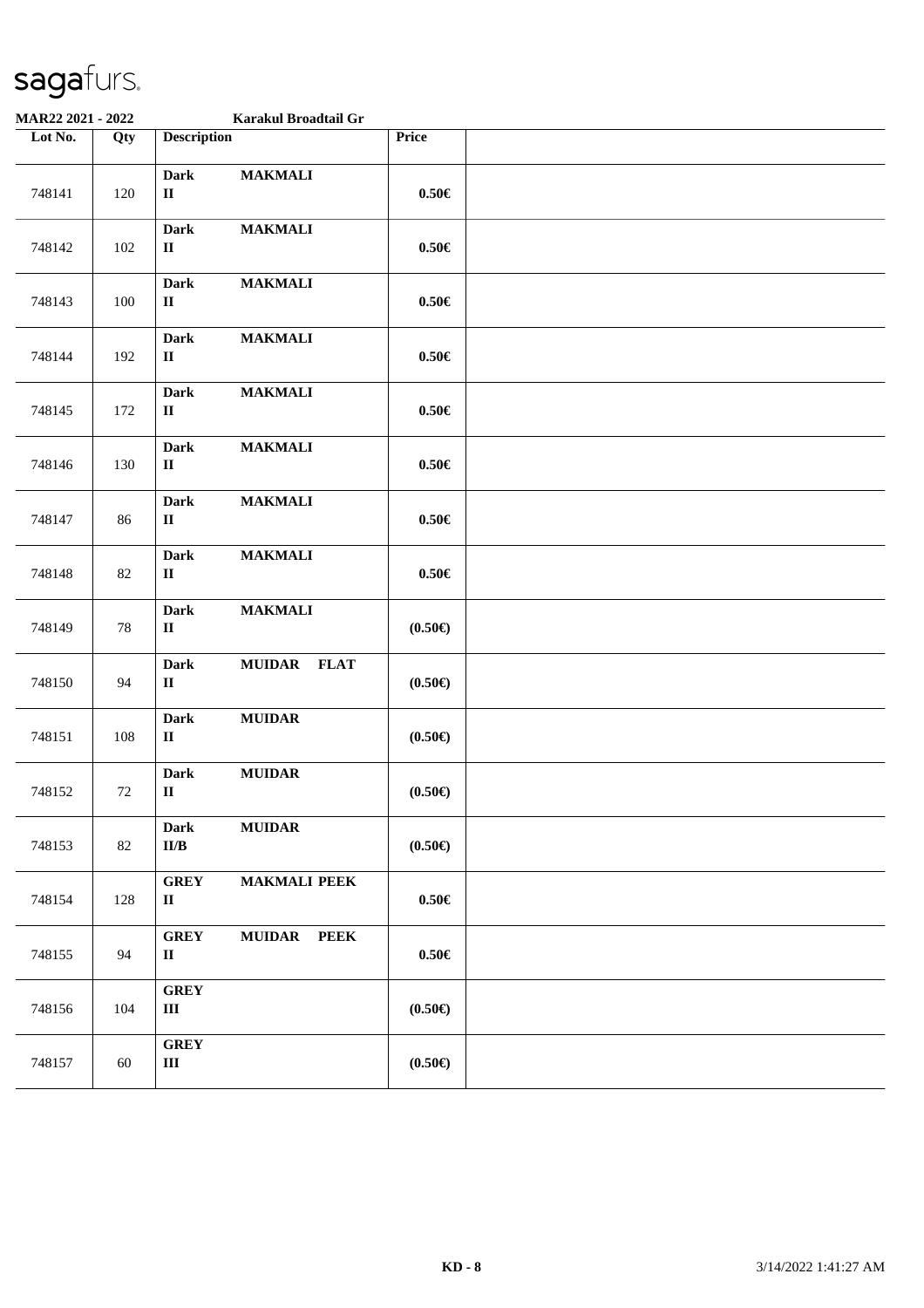sagafurs.

MAR22 2021 - 2022 Karakul Broadtail Gr

| Lot No. | Qty | Description | Price | |
|---|---|---|---|---|
| 748141 | 120 | **Dark MAKMALI II** | **0.50€** | |
| 748142 | 102 | **Dark MAKMALI II** | **0.50€** | |
| 748143 | 100 | **Dark MAKMALI II** | **0.50€** | |
| 748144 | 192 | **Dark MAKMALI II** | **0.50€** | |
| 748145 | 172 | **Dark MAKMALI II** | **0.50€** | |
| 748146 | 130 | **Dark MAKMALI II** | **0.50€** | |
| 748147 | 86 | **Dark MAKMALI II** | **0.50€** | |
| 748148 | 82 | **Dark MAKMALI II** | **0.50€** | |
| 748149 | 78 | **Dark MAKMALI II** | **(0.50€)** | |
| 748150 | 94 | **Dark MUIDAR FLAT II** | **(0.50€)** | |
| 748151 | 108 | **Dark MUIDAR II** | **(0.50€)** | |
| 748152 | 72 | **Dark MUIDAR II** | **(0.50€)** | |
| 748153 | 82 | **Dark MUIDAR II/B** | **(0.50€)** | |
| 748154 | 128 | **GREY MAKMALI PEEK II** | **0.50€** | |
| 748155 | 94 | **GREY MUIDAR PEEK II** | **0.50€** | |
| 748156 | 104 | **GREY III** | **(0.50€)** | |
| 748157 | 60 | **GREY III** | **(0.50€)** | |

**KD - 8** 3/14/2022 1:41:27 AM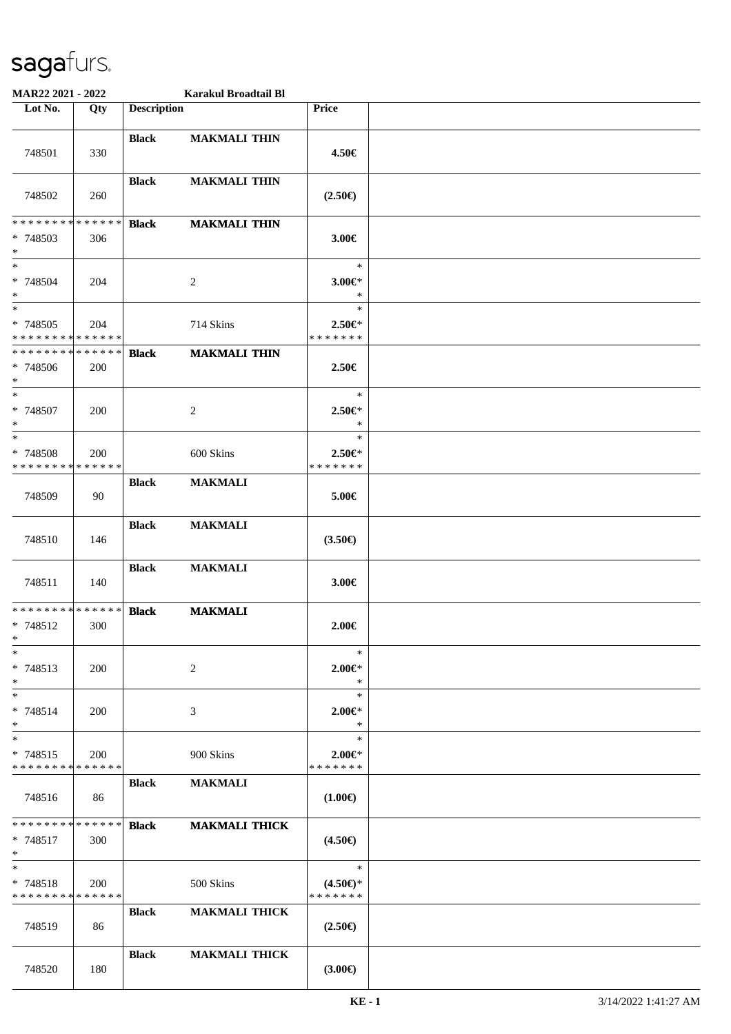**MAR22 2021 - 2022** **Karakul Broadtail Bl**

| Lot No. | Qty | Description | | Price | |
|---|---|---|---|---|---|
| 748501 | 330 | **Black** | **MAKMALI THIN** | **4.50€** | |
| 748502 | 260 | **Black** | **MAKMALI THIN** | **(2.50€)** | |
| * * * * * * * * * * * * * *<br>* 748503<br>* | 306 | **Black** | **MAKMALI THIN** | **3.00€** | |
| *<br>* 748504<br>* | 204 | | 2 | *<br>**3.00€***<br>* | |
| *<br>* 748505<br>* * * * * * * * * * * * * * | 204 | | 714 Skins | *<br>**2.50€***<br>* * * * * * * | |
| * * * * * * * * * * * * * *<br>* 748506<br>* | 200 | **Black** | **MAKMALI THIN** | **2.50€** | |
| *<br>* 748507<br>* | 200 | | 2 | *<br>**2.50€***<br>* | |
| *<br>* 748508<br>* * * * * * * * * * * * * * | 200 | | 600 Skins | *<br>**2.50€***<br>* * * * * * * | |
| 748509 | 90 | **Black** | **MAKMALI** | **5.00€** | |
| 748510 | 146 | **Black** | **MAKMALI** | **(3.50€)** | |
| 748511 | 140 | **Black** | **MAKMALI** | **3.00€** | |
| * * * * * * * * * * * * * *<br>* 748512<br>* | 300 | **Black** | **MAKMALI** | **2.00€** | |
| *<br>* 748513<br>* | 200 | | 2 | *<br>**2.00€***<br>* | |
| *<br>* 748514<br>* | 200 | | 3 | *<br>**2.00€***<br>* | |
| *<br>* 748515<br>* * * * * * * * * * * * * * | 200 | | 900 Skins | *<br>**2.00€***<br>* * * * * * * | |
| 748516 | 86 | **Black** | **MAKMALI** | **(1.00€)** | |
| * * * * * * * * * * * * * *<br>* 748517<br>* | 300 | **Black** | **MAKMALI THICK** | **(4.50€)** | |
| *<br>* 748518<br>* * * * * * * * * * * * * * | 200 | | 500 Skins | *<br>**(4.50€)***<br>* * * * * * * | |
| 748519 | 86 | **Black** | **MAKMALI THICK** | **(2.50€)** | |
| 748520 | 180 | **Black** | **MAKMALI THICK** | **(3.00€)** | |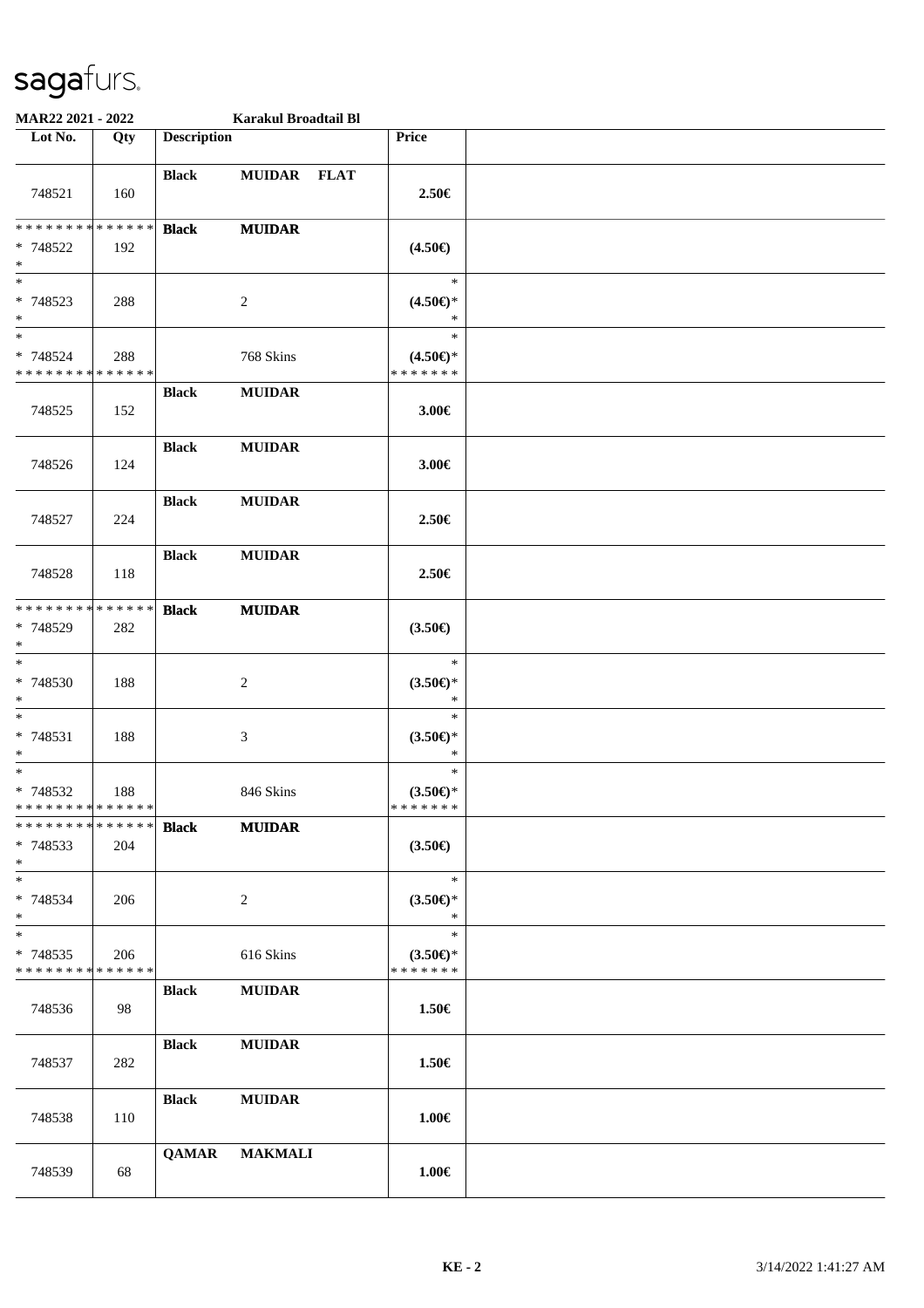**MAR22 2021 - 2022** **Karakul Broadtail Bl**

| Lot No. | Qty | Description | | | Price | |
|---|---|---|---|---|---|---|
| 748521 | 160 | **Black** | **MUIDAR** | **FLAT** | **2.50€** | |
| * * * * * * * * * * * * * * <br>* 748522<br>* | 192 | **Black** | **MUIDAR** | | **(4.50€)** | |
| *<br>* 748523<br>* | 288 | | 2 | | *<br>**(4.50€)***<br>* | |
| *<br>* 748524<br>* * * * * * * * * * * * * * | 288 | | 768 Skins | | *<br>**(4.50€)***<br>* * * * * * * | |
| 748525 | 152 | **Black** | **MUIDAR** | | **3.00€** | |
| 748526 | 124 | **Black** | **MUIDAR** | | **3.00€** | |
| 748527 | 224 | **Black** | **MUIDAR** | | **2.50€** | |
| 748528 | 118 | **Black** | **MUIDAR** | | **2.50€** | |
| * * * * * * * * * * * * * * <br>* 748529<br>* | 282 | **Black** | **MUIDAR** | | **(3.50€)** | |
| *<br>* 748530<br>* | 188 | | 2 | | *<br>**(3.50€)***<br>* | |
| *<br>* 748531<br>* | 188 | | 3 | | *<br>**(3.50€)***<br>* | |
| *<br>* 748532<br>* * * * * * * * * * * * * * | 188 | | 846 Skins | | *<br>**(3.50€)***<br>* * * * * * * | |
| * * * * * * * * * * * * * * <br>* 748533<br>* | 204 | **Black** | **MUIDAR** | | **(3.50€)** | |
| *<br>* 748534<br>* | 206 | | 2 | | *<br>**(3.50€)***<br>* | |
| *<br>* 748535<br>* * * * * * * * * * * * * * | 206 | | 616 Skins | | *<br>**(3.50€)***<br>* * * * * * * | |
| 748536 | 98 | **Black** | **MUIDAR** | | **1.50€** | |
| 748537 | 282 | **Black** | **MUIDAR** | | **1.50€** | |
| 748538 | 110 | **Black** | **MUIDAR** | | **1.00€** | |
| 748539 | 68 | **QAMAR** | **MAKMALI** | | **1.00€** | |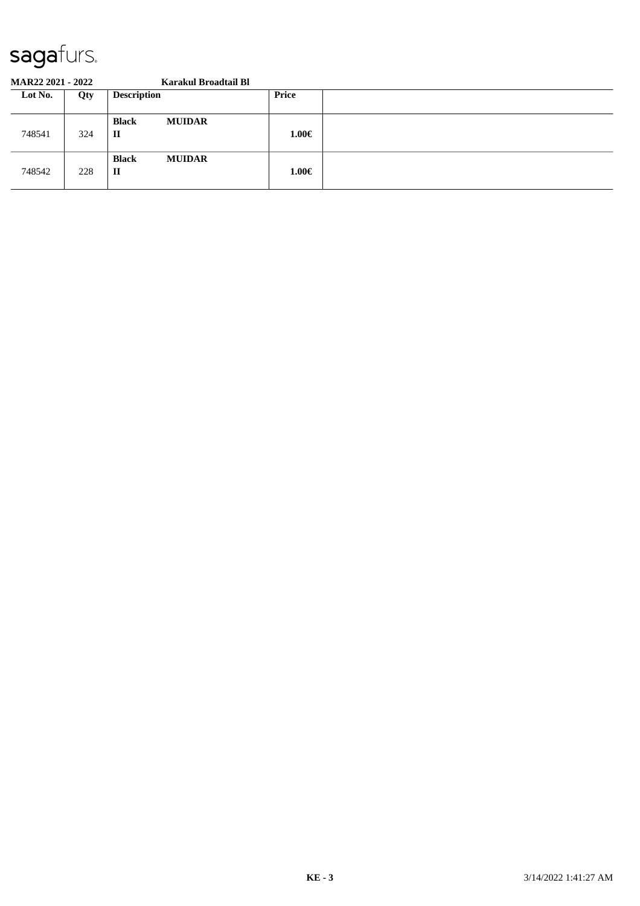**MAR22 2021 - 2022** **Karakul Broadtail Bl**

| Lot No. | Qty | Description | Price | |
|---|---|---|---|---|
| 748541 | 324 | **Black MUIDAR II** | **1.00€** | |
| 748542 | 228 | **Black MUIDAR II** | **1.00€** | |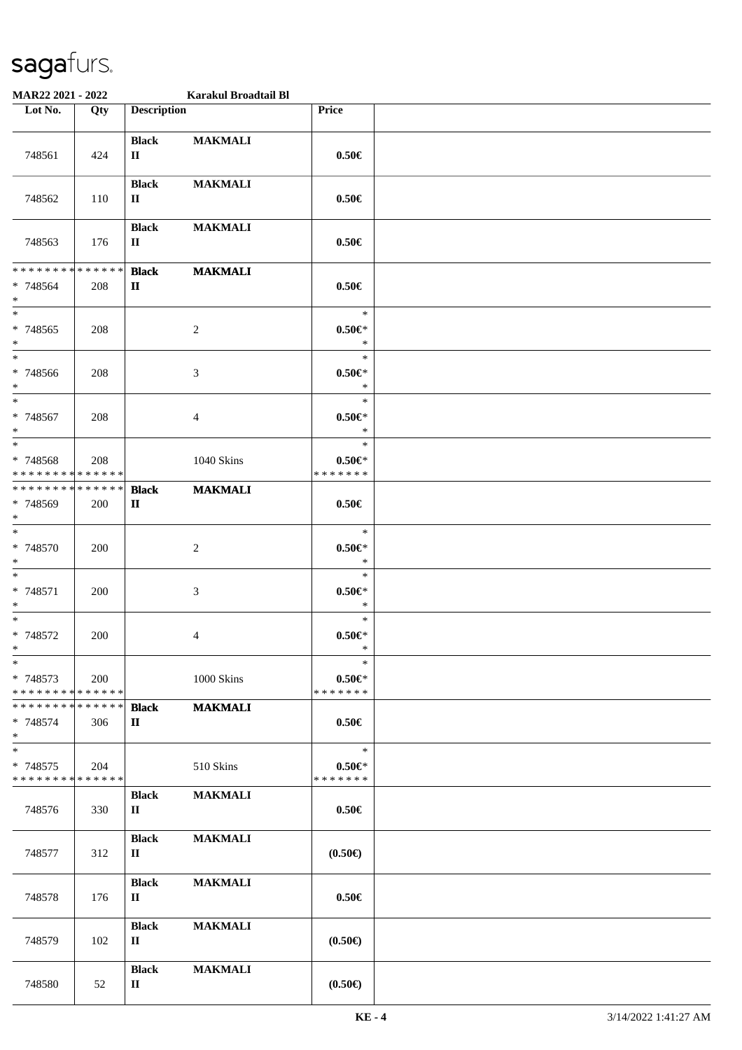**MAR22 2021 - 2022** **Karakul Broadtail Bl**

| Lot No. | Qty | Description | | Price | |
|---|---|---|---|---|---|
| 748561 | 424 | **Black** **II** | **MAKMALI** | **0.50€** | |
| 748562 | 110 | **Black** **II** | **MAKMALI** | **0.50€** | |
| 748563 | 176 | **Black** **II** | **MAKMALI** | **0.50€** | |
| * * * * * * * * * * * * * * <br> * 748564 <br> * | 208 | **Black** **II** | **MAKMALI** | **0.50€** | |
| * <br> * 748565 <br> * | 208 | | 2 | * <br> **0.50€*** <br> * | |
| * <br> * 748566 <br> * | 208 | | 3 | * <br> **0.50€*** <br> * | |
| * <br> * 748567 <br> * | 208 | | 4 | * <br> **0.50€*** <br> * | |
| * <br> * 748568 <br> * * * * * * * * * * * * * * | 208 | | 1040 Skins | * <br> **0.50€*** <br> * * * * * * * | |
| * * * * * * * * * * * * * * <br> * 748569 <br> * | 200 | **Black** **II** | **MAKMALI** | **0.50€** | |
| * <br> * 748570 <br> * | 200 | | 2 | * <br> **0.50€*** <br> * | |
| * <br> * 748571 <br> * | 200 | | 3 | * <br> **0.50€*** <br> * | |
| * <br> * 748572 <br> * | 200 | | 4 | * <br> **0.50€*** <br> * | |
| * <br> * 748573 <br> * * * * * * * * * * * * * * | 200 | | 1000 Skins | * <br> **0.50€*** <br> * * * * * * * | |
| * * * * * * * * * * * * * * <br> * 748574 <br> * | 306 | **Black** **II** | **MAKMALI** | **0.50€** | |
| * <br> * 748575 <br> * * * * * * * * * * * * * * | 204 | | 510 Skins | * <br> **0.50€*** <br> * * * * * * * | |
| 748576 | 330 | **Black** **II** | **MAKMALI** | **0.50€** | |
| 748577 | 312 | **Black** **II** | **MAKMALI** | **(0.50€)** | |
| 748578 | 176 | **Black** **II** | **MAKMALI** | **0.50€** | |
| 748579 | 102 | **Black** **II** | **MAKMALI** | **(0.50€)** | |
| 748580 | 52 | **Black** **II** | **MAKMALI** | **(0.50€)** | |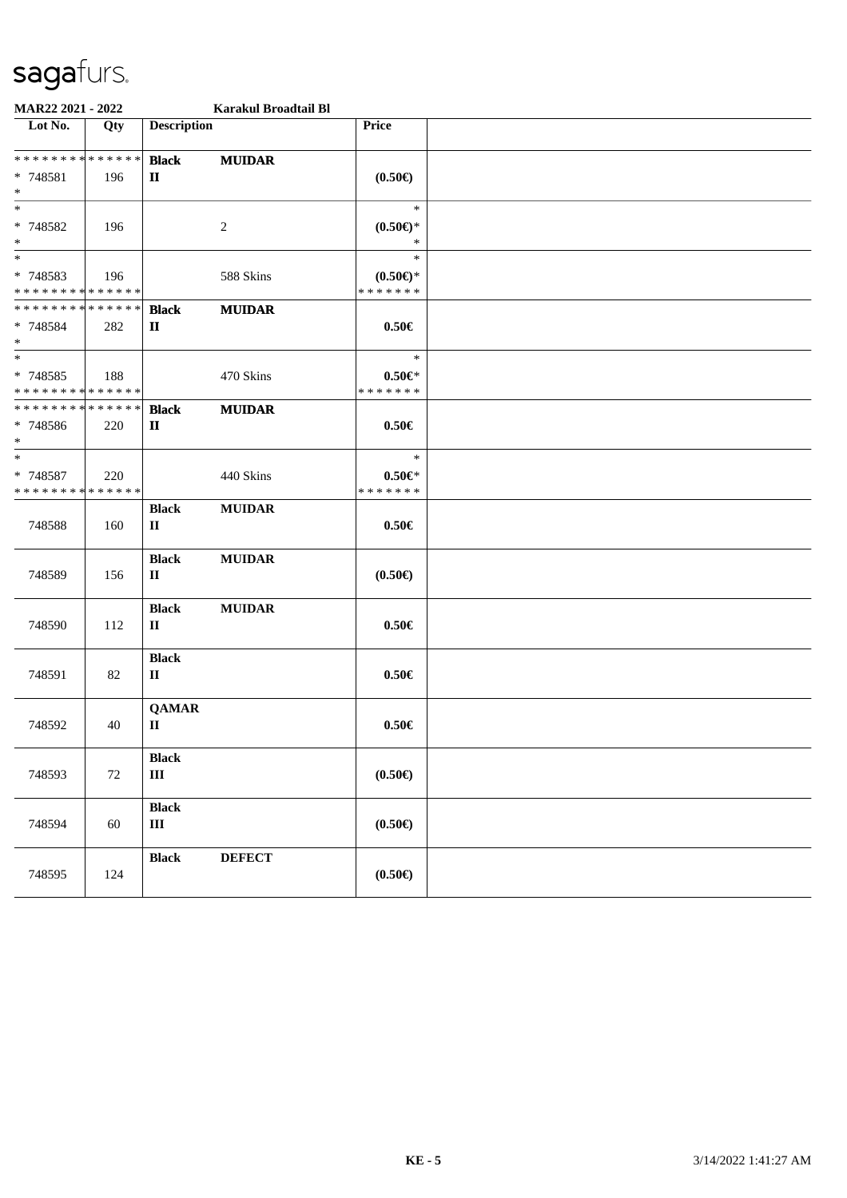**MAR22 2021 - 2022** **Karakul Broadtail Bl**

| Lot No. | Qty | Description | | Price | |
|---|---|---|---|---|---|
| * * * * * * * * * * * * * * | | **Black** | **MUIDAR** | | |
| * 748581 | 196 | **II** | | **(0.50€)** | |
| * | | | | | |
| * | | | | * | |
| * 748582 | 196 | | 2 | **(0.50€)*** | |
| * | | | | * | |
| * | | | | * | |
| * 748583 | 196 | | 588 Skins | **(0.50€)*** | |
| * * * * * * * * * * * * * * | | | | * * * * * * * | |
| * * * * * * * * * * * * * * | | **Black** | **MUIDAR** | | |
| * 748584 | 282 | **II** | | **0.50€** | |
| * | | | | | |
| * | | | | * | |
| * 748585 | 188 | | 470 Skins | **0.50€*** | |
| * * * * * * * * * * * * * * | | | | * * * * * * * | |
| * * * * * * * * * * * * * * | | **Black** | **MUIDAR** | | |
| * 748586 | 220 | **II** | | **0.50€** | |
| * | | | | | |
| * | | | | * | |
| * 748587 | 220 | | 440 Skins | **0.50€*** | |
| * * * * * * * * * * * * * * | | | | * * * * * * * | |
| | | **Black** | **MUIDAR** | | |
| 748588 | 160 | **II** | | **0.50€** | |
| | | **Black** | **MUIDAR** | | |
| 748589 | 156 | **II** | | **(0.50€)** | |
| | | **Black** | **MUIDAR** | | |
| 748590 | 112 | **II** | | **0.50€** | |
| | | **Black** | | | |
| 748591 | 82 | **II** | | **0.50€** | |
| | | **QAMAR** | | | |
| 748592 | 40 | **II** | | **0.50€** | |
| | | **Black** | | | |
| 748593 | 72 | **III** | | **(0.50€)** | |
| | | **Black** | | | |
| 748594 | 60 | **III** | | **(0.50€)** | |
| | | **Black** | **DEFECT** | | |
| 748595 | 124 | | | **(0.50€)** | |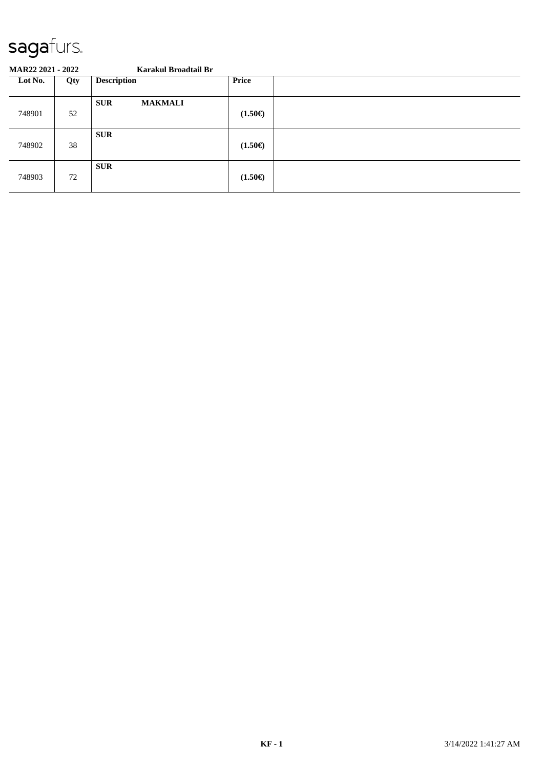**MAR22 2021 - 2022** **Karakul Broadtail Br**

| Lot No. | Qty | Description | Price | |
|---|---|---|---|---|
| 748901 | 52 | **SUR** **MAKMALI** | **(1.50€)** | |
| 748902 | 38 | **SUR** | **(1.50€)** | |
| 748903 | 72 | **SUR** | **(1.50€)** | |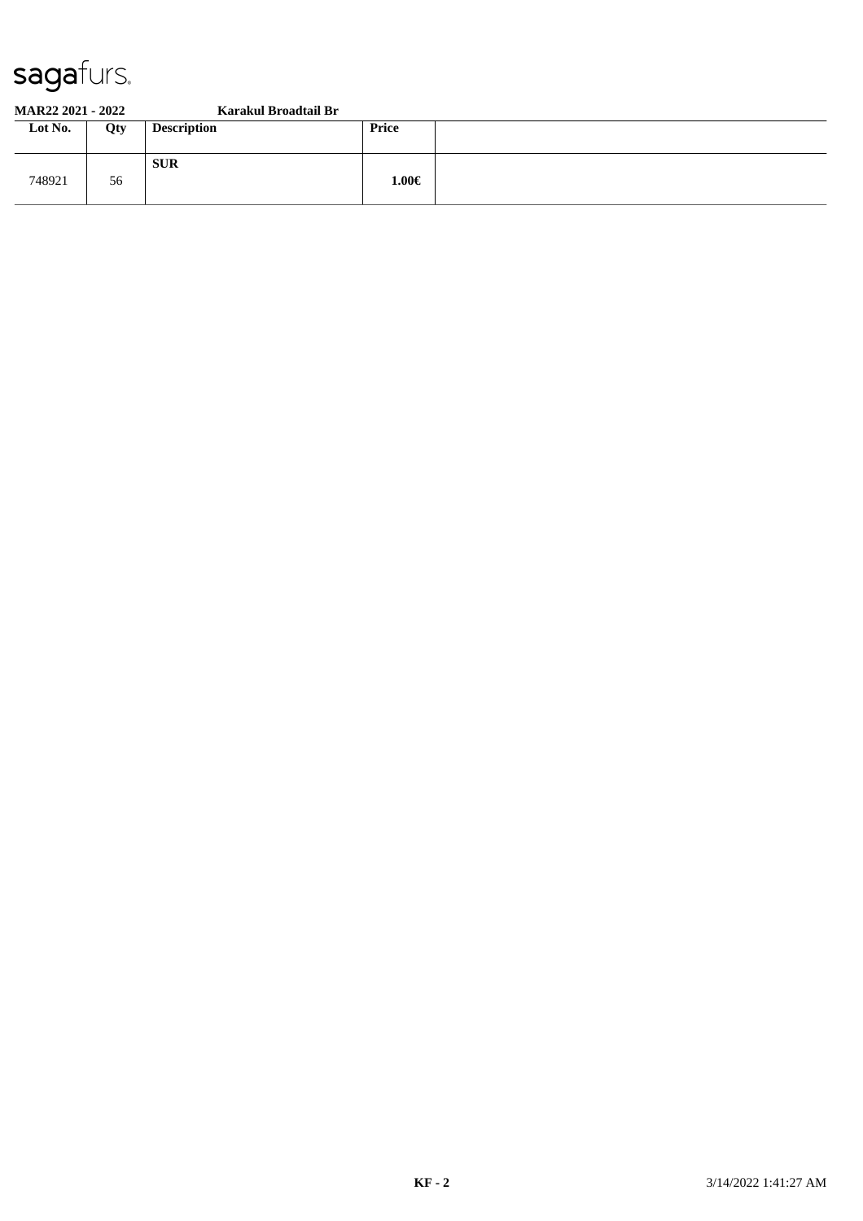sagafurs.

**MAR22 2021 - 2022** **Karakul Broadtail Br**

| Lot No. | Qty | Description | Price | |
|---|---|---|---|---|
| 748921 | 56 | **SUR** | **1.00€** | |